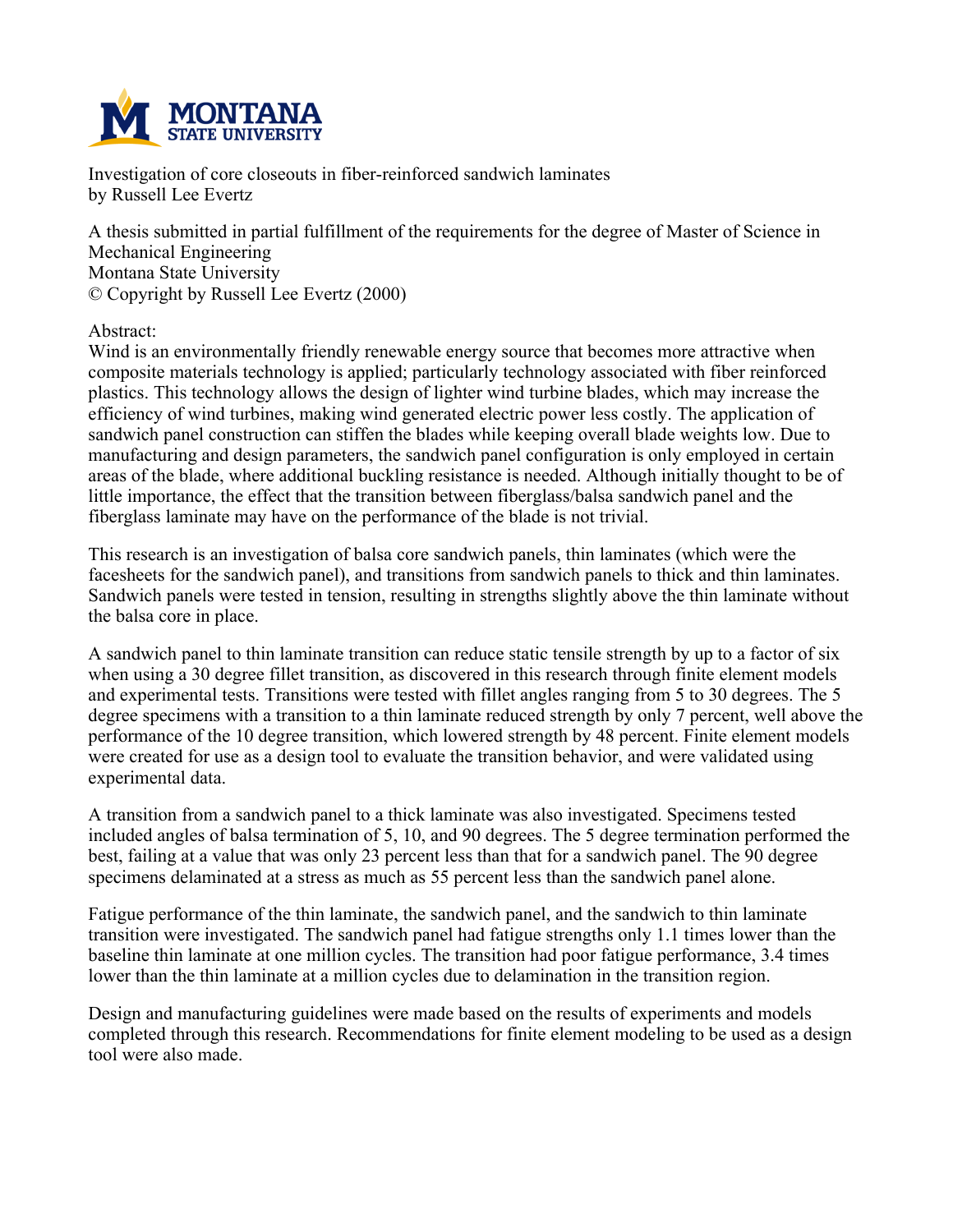Investigation of core closeouts in fiber-reinforced sandwich laminates
by Russell Lee Evertz

A thesis submitted in partial fulfillment of the requirements for the degree of Master of Science in Mechanical Engineering
Montana State University
© Copyright by Russell Lee Evertz (2000)

Abstract:

Wind is an environmentally friendly renewable energy source that becomes more attractive when composite materials technology is applied; particularly technology associated with fiber reinforced plastics. This technology allows the design of lighter wind turbine blades, which may increase the efficiency of wind turbines, making wind generated electric power less costly. The application of sandwich panel construction can stiffen the blades while keeping overall blade weights low. Due to manufacturing and design parameters, the sandwich panel configuration is only employed in certain areas of the blade, where additional buckling resistance is needed. Although initially thought to be of little importance, the effect that the transition between fiberglass/balsa sandwich panel and the fiberglass laminate may have on the performance of the blade is not trivial.

This research is an investigation of balsa core sandwich panels, thin laminates (which were the facesheets for the sandwich panel), and transitions from sandwich panels to thick and thin laminates. Sandwich panels were tested in tension, resulting in strengths slightly above the thin laminate without the balsa core in place.

A sandwich panel to thin laminate transition can reduce static tensile strength by up to a factor of six when using a 30 degree fillet transition, as discovered in this research through finite element models and experimental tests. Transitions were tested with fillet angles ranging from 5 to 30 degrees. The 5 degree specimens with a transition to a thin laminate reduced strength by only 7 percent, well above the performance of the 10 degree transition, which lowered strength by 48 percent. Finite element models were created for use as a design tool to evaluate the transition behavior, and were validated using experimental data.

A transition from a sandwich panel to a thick laminate was also investigated. Specimens tested included angles of balsa termination of 5, 10, and 90 degrees. The 5 degree termination performed the best, failing at a value that was only 23 percent less than that for a sandwich panel. The 90 degree specimens delaminated at a stress as much as 55 percent less than the sandwich panel alone.

Fatigue performance of the thin laminate, the sandwich panel, and the sandwich to thin laminate transition were investigated. The sandwich panel had fatigue strengths only 1.1 times lower than the baseline thin laminate at one million cycles. The transition had poor fatigue performance, 3.4 times lower than the thin laminate at a million cycles due to delamination in the transition region.

Design and manufacturing guidelines were made based on the results of experiments and models completed through this research. Recommendations for finite element modeling to be used as a design tool were also made.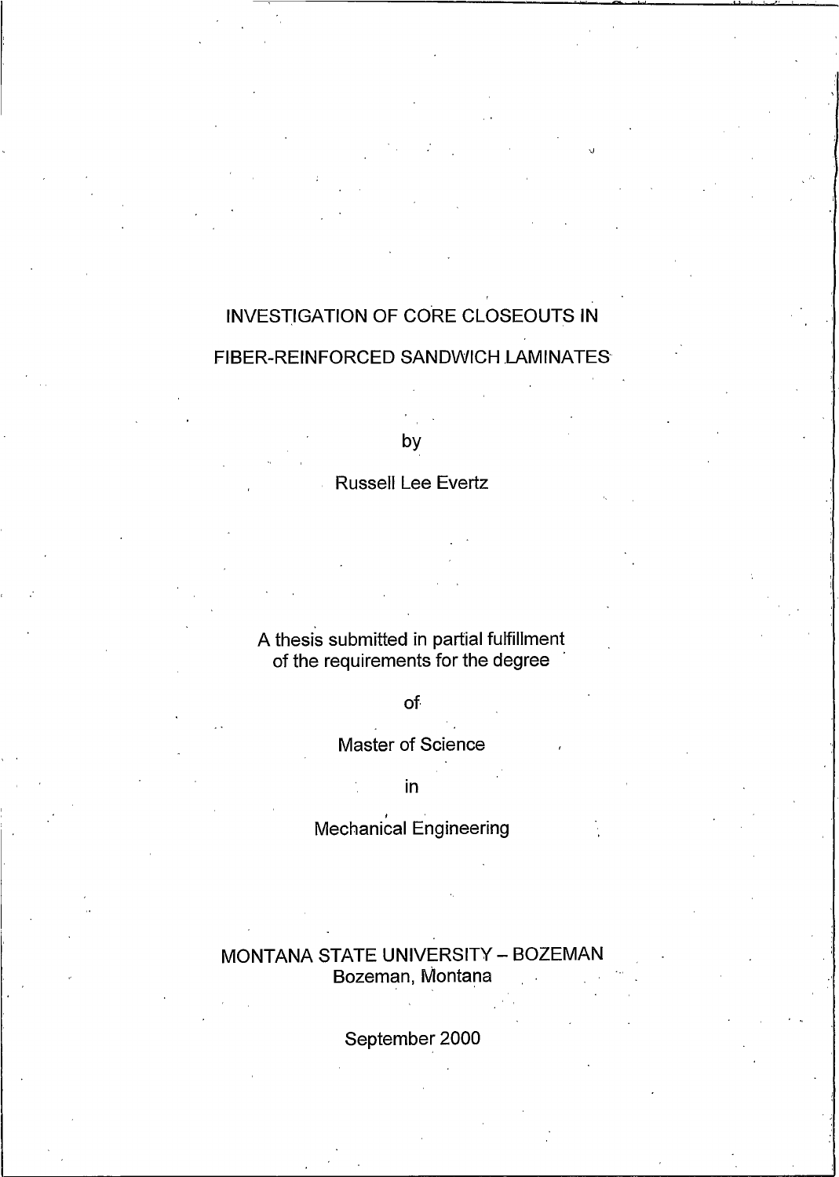# INVESTIGATION OF CORE CLOSEOUTS IN FIBER-REINFORCED SANDWICH LAMINATES

by

Russell Lee Evertz

A thesis submitted in partial fulfillment
of the requirements for the degree

of

Master of Science

in

Mechanical Engineering

MONTANA STATE UNIVERSITY – BOZEMAN
Bozeman, Montana

September 2000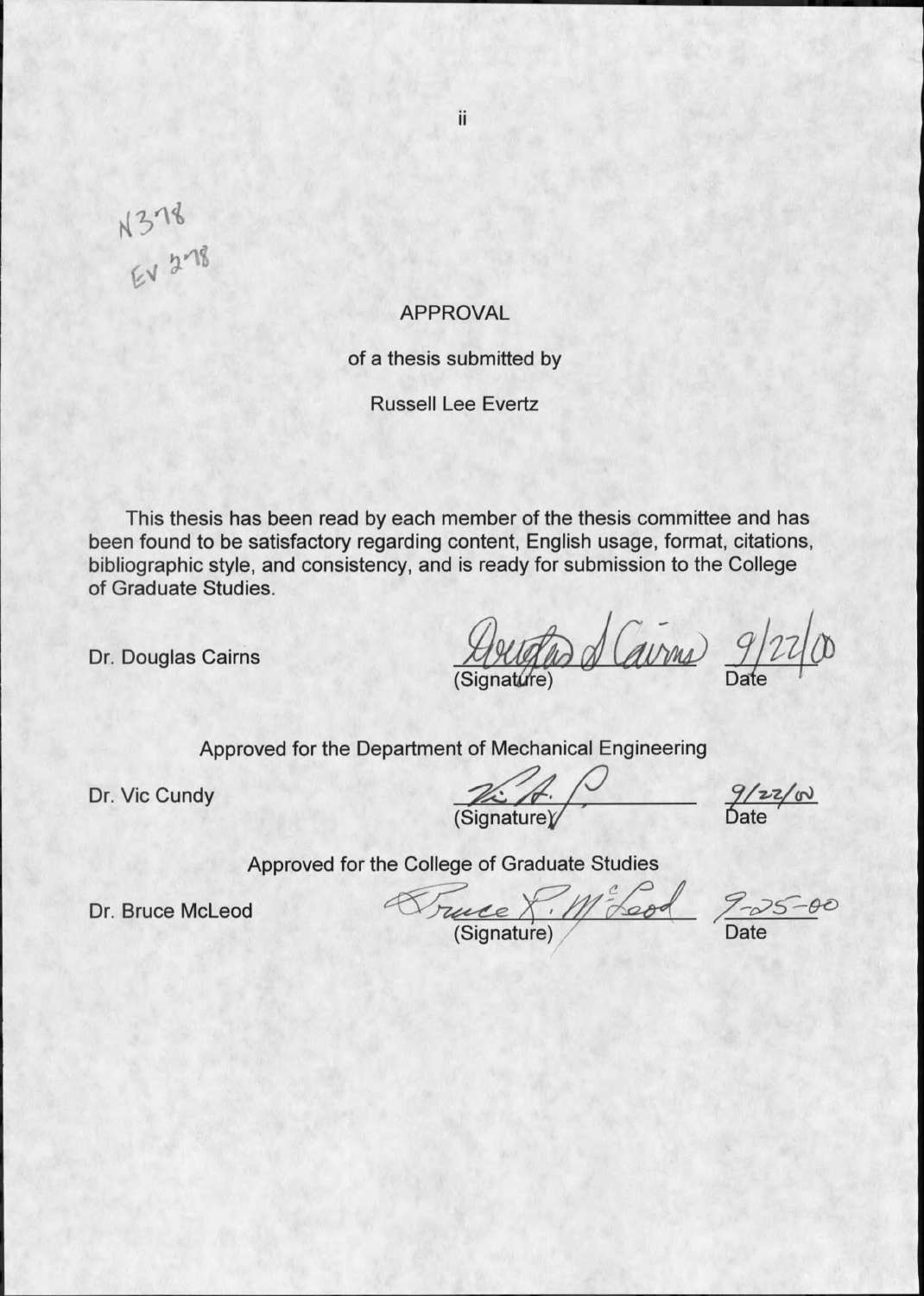N378
Ev 278

# APPROVAL

of a thesis submitted by

Russell Lee Evertz

This thesis has been read by each member of the thesis committee and has been found to be satisfactory regarding content, English usage, format, citations, bibliographic style, and consistency, and is ready for submission to the College of Graduate Studies.

Dr. Douglas Cairns — Douglas S Cairns (Signature) — 9/22/00 Date

Approved for the Department of Mechanical Engineering

Dr. Vic Cundy — Vic A. C. (Signature) — 9/22/00 Date

Approved for the College of Graduate Studies

Dr. Bruce McLeod — Bruce R. McLeod (Signature) — 9-25-00 Date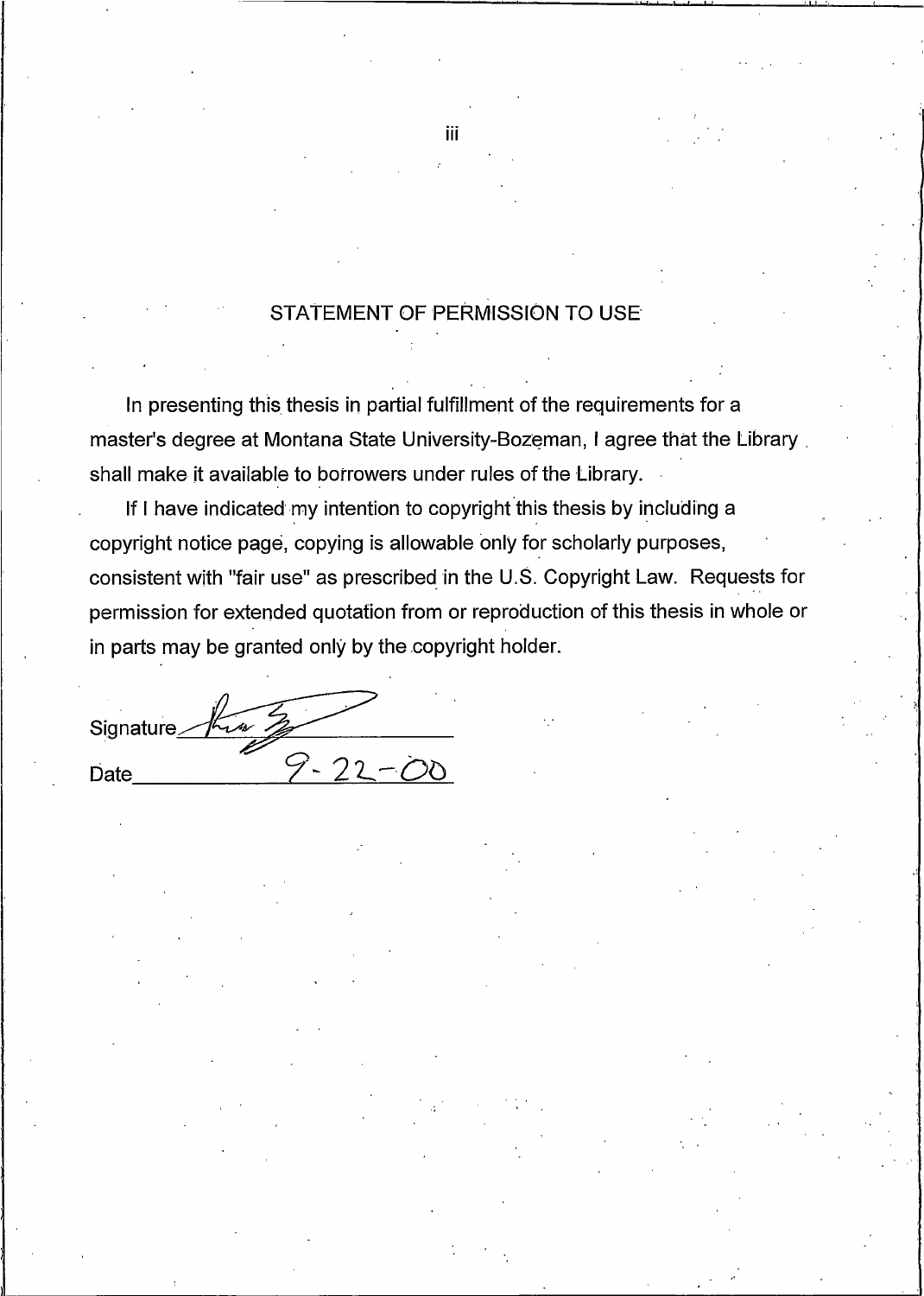## STATEMENT OF PERMISSION TO USE

In presenting this thesis in partial fulfillment of the requirements for a master's degree at Montana State University-Bozeman, I agree that the Library shall make it available to borrowers under rules of the Library.

If I have indicated my intention to copyright this thesis by including a copyright notice page, copying is allowable only for scholarly purposes, consistent with "fair use" as prescribed in the U.S. Copyright Law. Requests for permission for extended quotation from or reproduction of this thesis in whole or in parts may be granted only by the copyright holder.

Signature\_\_\_\_\_\_\_\_\_\_\_\_\_\_\_\_\_\_\_\_\_\_

Date 9-22-00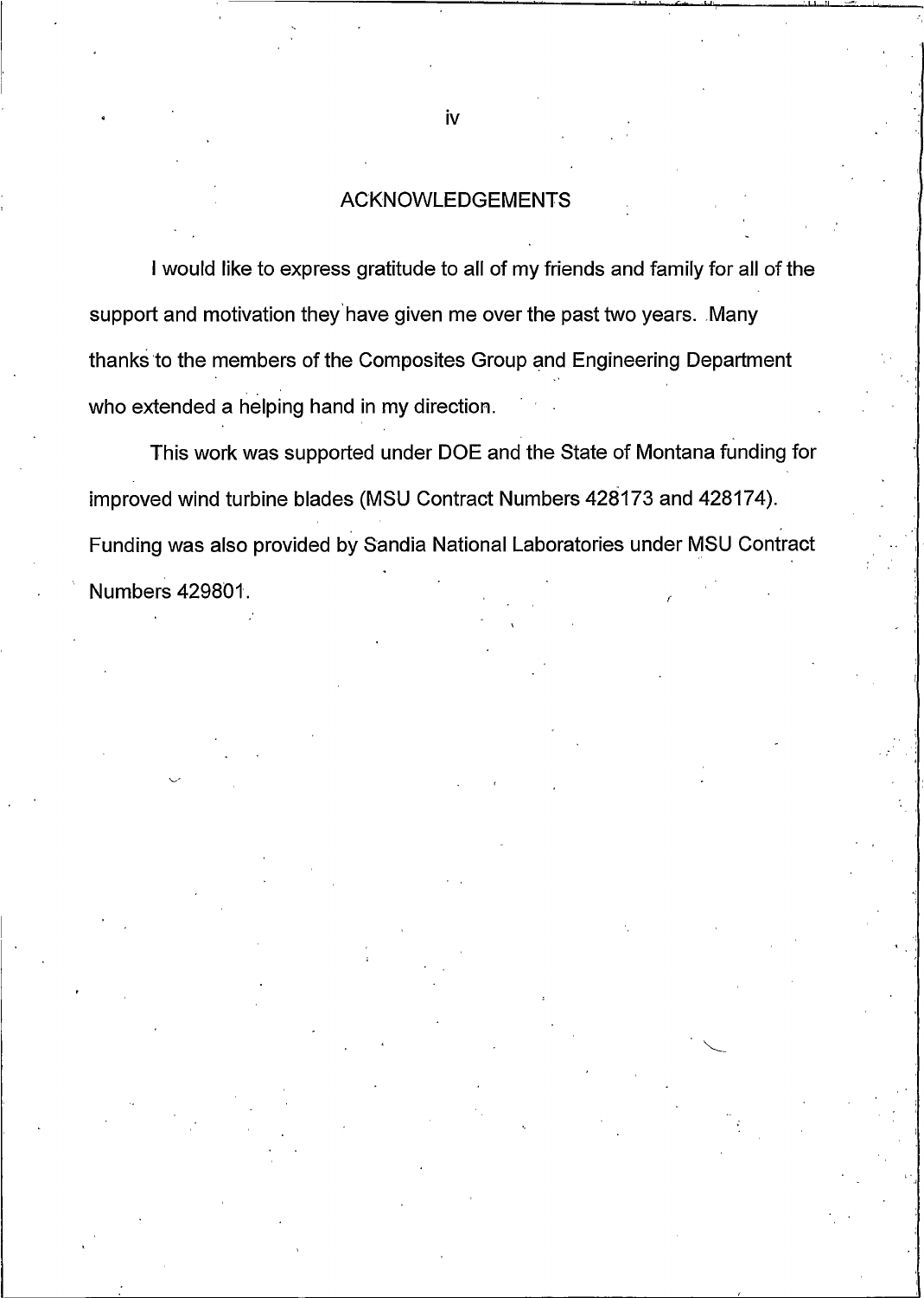## ACKNOWLEDGEMENTS

I would like to express gratitude to all of my friends and family for all of the support and motivation they have given me over the past two years. Many thanks to the members of the Composites Group and Engineering Department who extended a helping hand in my direction.

This work was supported under DOE and the State of Montana funding for improved wind turbine blades (MSU Contract Numbers 428173 and 428174). Funding was also provided by Sandia National Laboratories under MSU Contract Numbers 429801.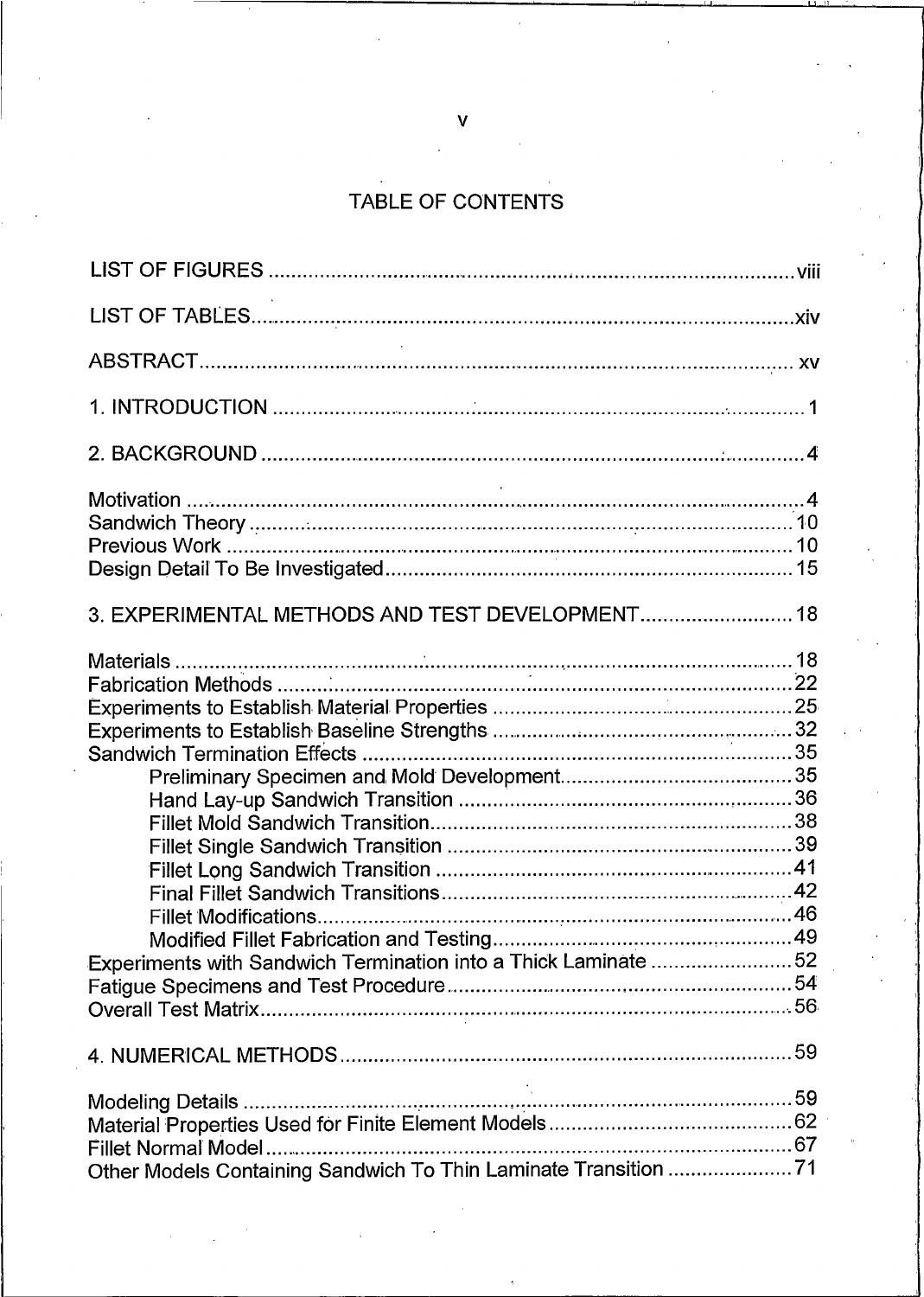# TABLE OF CONTENTS

LIST OF FIGURES ..... viii

LIST OF TABLES ..... xiv

ABSTRACT ..... xv

1. INTRODUCTION ..... 1

2. BACKGROUND ..... 4

Motivation ..... 4
Sandwich Theory ..... 10
Previous Work ..... 10
Design Detail To Be Investigated ..... 15

3. EXPERIMENTAL METHODS AND TEST DEVELOPMENT ..... 18

Materials ..... 18
Fabrication Methods ..... 22
Experiments to Establish Material Properties ..... 25
Experiments to Establish Baseline Strengths ..... 32
Sandwich Termination Effects ..... 35
  Preliminary Specimen and Mold Development ..... 35
  Hand Lay-up Sandwich Transition ..... 36
  Fillet Mold Sandwich Transition ..... 38
  Fillet Single Sandwich Transition ..... 39
  Fillet Long Sandwich Transition ..... 41
  Final Fillet Sandwich Transitions ..... 42
  Fillet Modifications ..... 46
  Modified Fillet Fabrication and Testing ..... 49
Experiments with Sandwich Termination into a Thick Laminate ..... 52
Fatigue Specimens and Test Procedure ..... 54
Overall Test Matrix ..... 56

4. NUMERICAL METHODS ..... 59

Modeling Details ..... 59
Material Properties Used for Finite Element Models ..... 62
Fillet Normal Model ..... 67
Other Models Containing Sandwich To Thin Laminate Transition ..... 71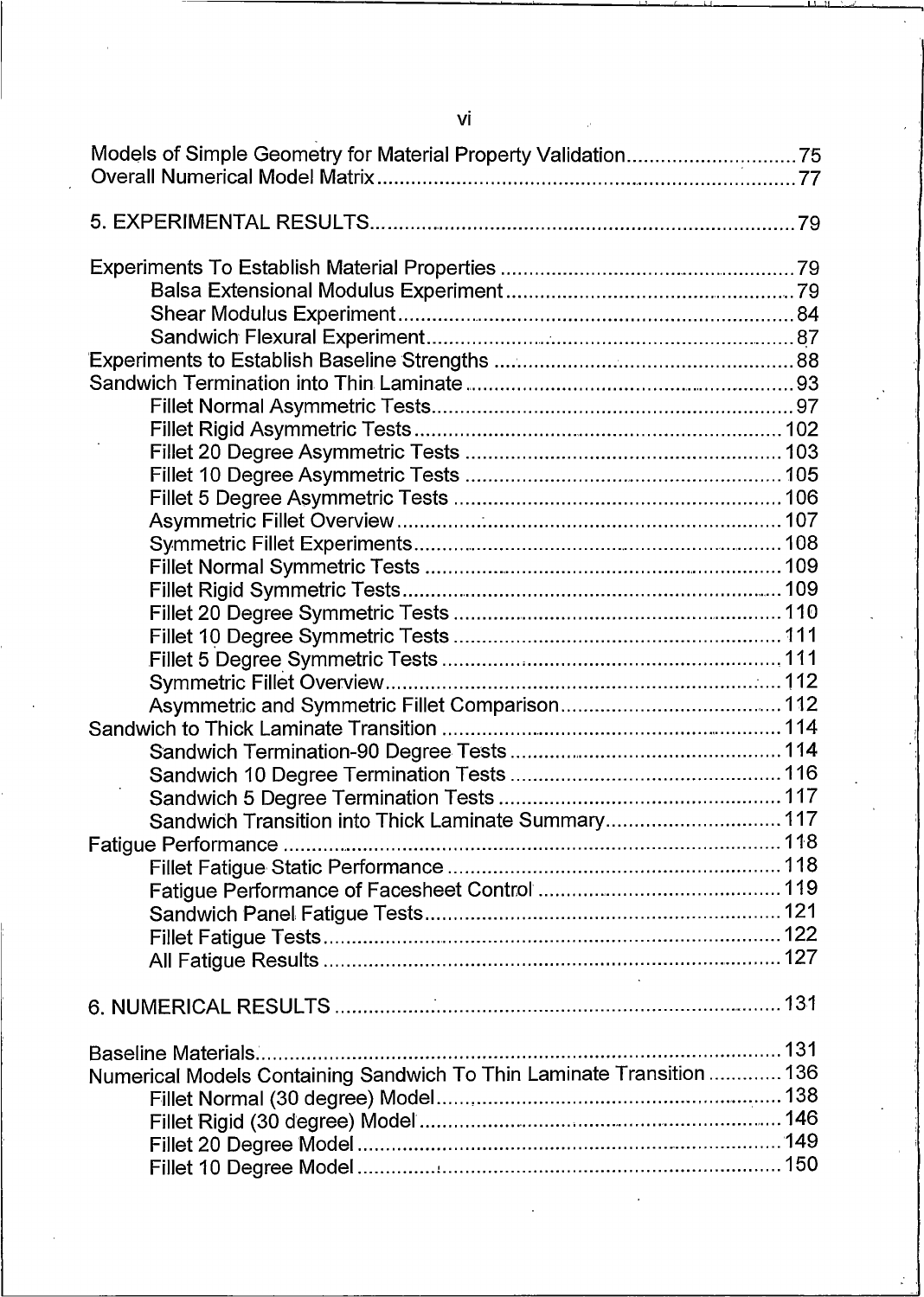Models of Simple Geometry for Material Property Validation .......... 75
Overall Numerical Model Matrix .......... 77

5. EXPERIMENTAL RESULTS .......... 79

Experiments To Establish Material Properties .......... 79
- Balsa Extensional Modulus Experiment .......... 79
- Shear Modulus Experiment .......... 84
- Sandwich Flexural Experiment .......... 87

Experiments to Establish Baseline Strengths .......... 88
Sandwich Termination into Thin Laminate .......... 93
- Fillet Normal Asymmetric Tests .......... 97
- Fillet Rigid Asymmetric Tests .......... 102
- Fillet 20 Degree Asymmetric Tests .......... 103
- Fillet 10 Degree Asymmetric Tests .......... 105
- Fillet 5 Degree Asymmetric Tests .......... 106
- Asymmetric Fillet Overview .......... 107
- Symmetric Fillet Experiments .......... 108
- Fillet Normal Symmetric Tests .......... 109
- Fillet Rigid Symmetric Tests .......... 109
- Fillet 20 Degree Symmetric Tests .......... 110
- Fillet 10 Degree Symmetric Tests .......... 111
- Fillet 5 Degree Symmetric Tests .......... 111
- Symmetric Fillet Overview .......... 112
- Asymmetric and Symmetric Fillet Comparison .......... 112

Sandwich to Thick Laminate Transition .......... 114
- Sandwich Termination-90 Degree Tests .......... 114
- Sandwich 10 Degree Termination Tests .......... 116
- Sandwich 5 Degree Termination Tests .......... 117
- Sandwich Transition into Thick Laminate Summary .......... 117

Fatigue Performance .......... 118
- Fillet Fatigue Static Performance .......... 118
- Fatigue Performance of Facesheet Control .......... 119
- Sandwich Panel Fatigue Tests .......... 121
- Fillet Fatigue Tests .......... 122
- All Fatigue Results .......... 127

6. NUMERICAL RESULTS .......... 131

Baseline Materials .......... 131
Numerical Models Containing Sandwich To Thin Laminate Transition .......... 136
- Fillet Normal (30 degree) Model .......... 138
- Fillet Rigid (30 degree) Model .......... 146
- Fillet 20 Degree Model .......... 149
- Fillet 10 Degree Model .......... 150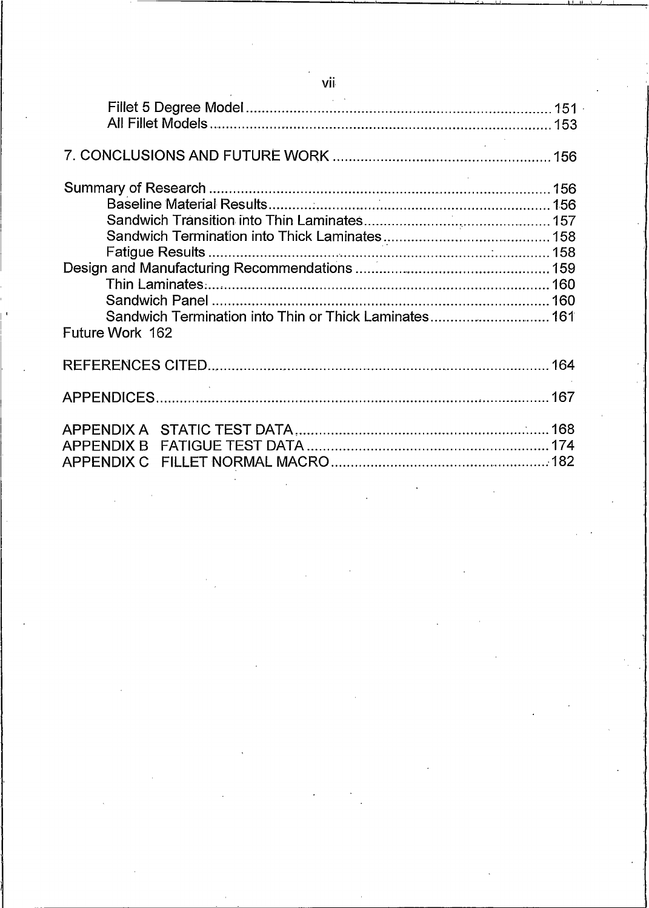Fillet 5 Degree Model ........................................................................ 151
All Fillet Models ................................................................................ 153

7. CONCLUSIONS AND FUTURE WORK ...................................................... 156

Summary of Research ................................................................................. 156
Baseline Material Results ..................................................................... 156
Sandwich Transition into Thin Laminates ............................................. 157
Sandwich Termination into Thick Laminates .......................................... 158
Fatigue Results ..................................................................................... 158
Design and Manufacturing Recommendations ............................................ 159
Thin Laminates ..................................................................................... 160
Sandwich Panel .................................................................................... 160
Sandwich Termination into Thin or Thick Laminates ............................. 161
Future Work 162

REFERENCES CITED ..................................................................................... 164

APPENDICES ................................................................................................ 167

APPENDIX A STATIC TEST DATA ................................................................ 168
APPENDIX B FATIGUE TEST DATA ............................................................. 174
APPENDIX C FILLET NORMAL MACRO ........................................................ 182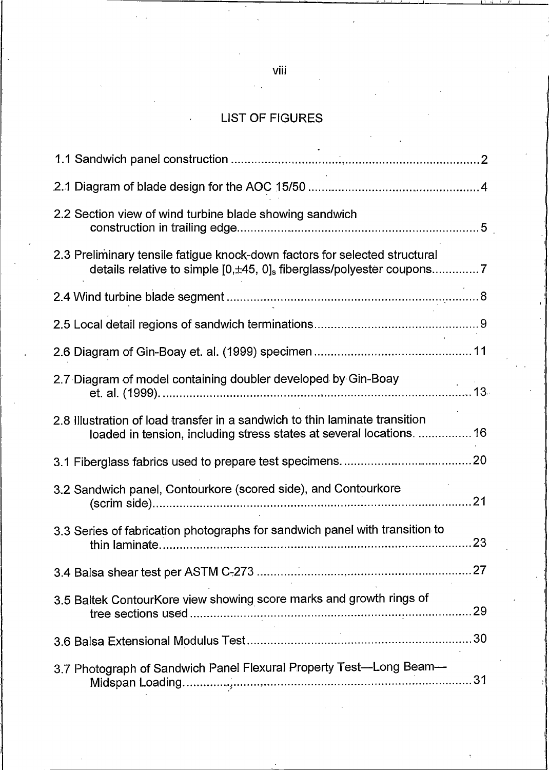## LIST OF FIGURES

1.1 Sandwich panel construction ........................................................................... 2

2.1 Diagram of blade design for the AOC 15/50 .................................................. 4

2.2 Section view of wind turbine blade showing sandwich construction in trailing edge......................................................................... 5

2.3 Preliminary tensile fatigue knock-down factors for selected structural details relative to simple $[0,\pm45, 0]_s$ fiberglass/polyester coupons............. 7

2.4 Wind turbine blade segment ........................................................................... 8

2.5 Local detail regions of sandwich terminations................................................ 9

2.6 Diagram of Gin-Boay et. al. (1999) specimen ............................................... 11

2.7 Diagram of model containing doubler developed by Gin-Boay et. al. (1999)............................................................................................ 13

2.8 Illustration of load transfer in a sandwich to thin laminate transition loaded in tension, including stress states at several locations. ................ 16

3.1 Fiberglass fabrics used to prepare test specimens........................................ 20

3.2 Sandwich panel, Contourkore (scored side), and Contourkore (scrim side).............................................................................................. 21

3.3 Series of fabrication photographs for sandwich panel with transition to thin laminate.......................................................................................... 23

3.4 Balsa shear test per ASTM C-273 ................................................................ 27

3.5 Baltek ContourKore view showing score marks and growth rings of tree sections used ................................................................................... 29

3.6 Balsa Extensional Modulus Test.................................................................. 30

3.7 Photograph of Sandwich Panel Flexural Property Test—Long Beam—Midspan Loading.......................................................................................... 31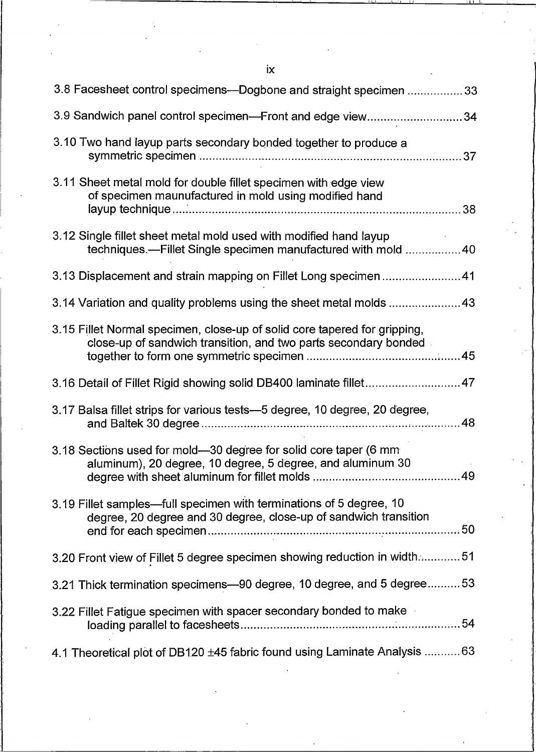3.8 Facesheet control specimens—Dogbone and straight specimen .................33

3.9 Sandwich panel control specimen—Front and edge view.............................34

3.10 Two hand layup parts secondary bonded together to produce a symmetric specimen ................................................................................37

3.11 Sheet metal mold for double fillet specimen with edge view of specimen maunufactured in mold using modified hand layup technique ......................................................................................38

3.12 Single fillet sheet metal mold used with modified hand layup techniques.—Fillet Single specimen manufactured with mold .................40

3.13 Displacement and strain mapping on Fillet Long specimen ........................41

3.14 Variation and quality problems using the sheet metal molds ......................43

3.15 Fillet Normal specimen, close-up of solid core tapered for gripping, close-up of sandwich transition, and two parts secondary bonded together to form one symmetric specimen ..............................................45

3.16 Detail of Fillet Rigid showing solid DB400 laminate fillet.............................47

3.17 Balsa fillet strips for various tests—5 degree, 10 degree, 20 degree, and Baltek 30 degree ...............................................................................48

3.18 Sections used for mold—30 degree for solid core taper (6 mm aluminum), 20 degree, 10 degree, 5 degree, and aluminum 30 degree with sheet aluminum for fillet molds .............................................49

3.19 Fillet samples—full specimen with terminations of 5 degree, 10 degree, 20 degree and 30 degree, close-up of sandwich transition end for each specimen.............................................................................50

3.20 Front view of Fillet 5 degree specimen showing reduction in width.............51

3.21 Thick termination specimens—90 degree, 10 degree, and 5 degree..........53

3.22 Fillet Fatigue specimen with spacer secondary bonded to make loading parallel to facesheets...................................................................54

4.1 Theoretical plot of DB120 ±45 fabric found using Laminate Analysis ...........63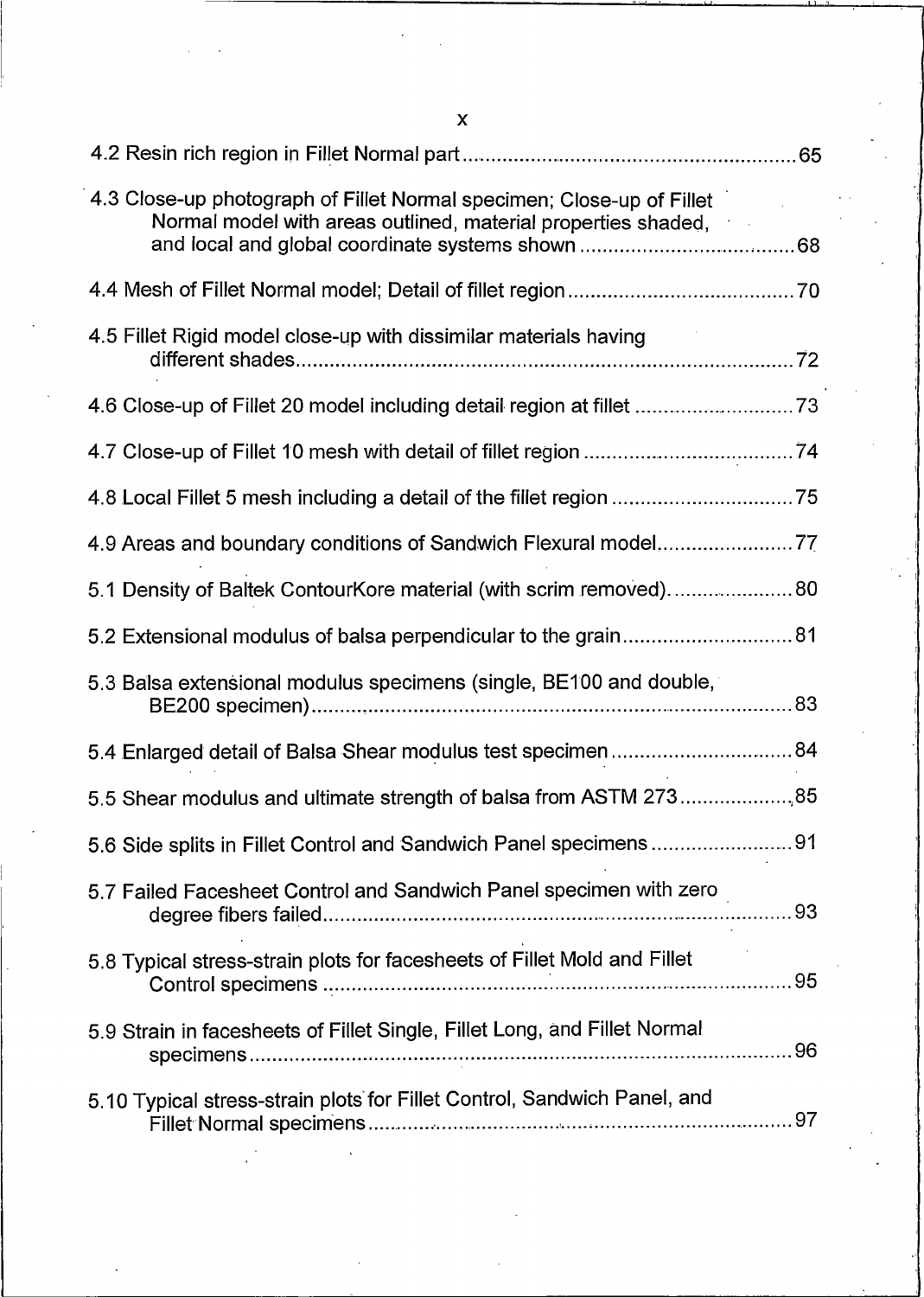4.2 Resin rich region in Fillet Normal part ........................................................... 65

4.3 Close-up photograph of Fillet Normal specimen; Close-up of Fillet Normal model with areas outlined, material properties shaded, and local and global coordinate systems shown ...................................... 68

4.4 Mesh of Fillet Normal model; Detail of fillet region ........................................ 70

4.5 Fillet Rigid model close-up with dissimilar materials having different shades ........................................................................................ 72

4.6 Close-up of Fillet 20 model including detail region at fillet ............................. 73

4.7 Close-up of Fillet 10 mesh with detail of fillet region ..................................... 74

4.8 Local Fillet 5 mesh including a detail of the fillet region ................................ 75

4.9 Areas and boundary conditions of Sandwich Flexural model ........................ 77

5.1 Density of Baltek ContourKore material (with scrim removed) ...................... 80

5.2 Extensional modulus of balsa perpendicular to the grain .............................. 81

5.3 Balsa extensional modulus specimens (single, BE100 and double, BE200 specimen) ..................................................................................... 83

5.4 Enlarged detail of Balsa Shear modulus test specimen ................................ 84

5.5 Shear modulus and ultimate strength of balsa from ASTM 273 .................... 85

5.6 Side splits in Fillet Control and Sandwich Panel specimens ......................... 91

5.7 Failed Facesheet Control and Sandwich Panel specimen with zero degree fibers failed .................................................................................. 93

5.8 Typical stress-strain plots for facesheets of Fillet Mold and Fillet Control specimens .................................................................................. 95

5.9 Strain in facesheets of Fillet Single, Fillet Long, and Fillet Normal specimens ................................................................................................ 96

5.10 Typical stress-strain plots for Fillet Control, Sandwich Panel, and Fillet Normal specimens ........................................................................... 97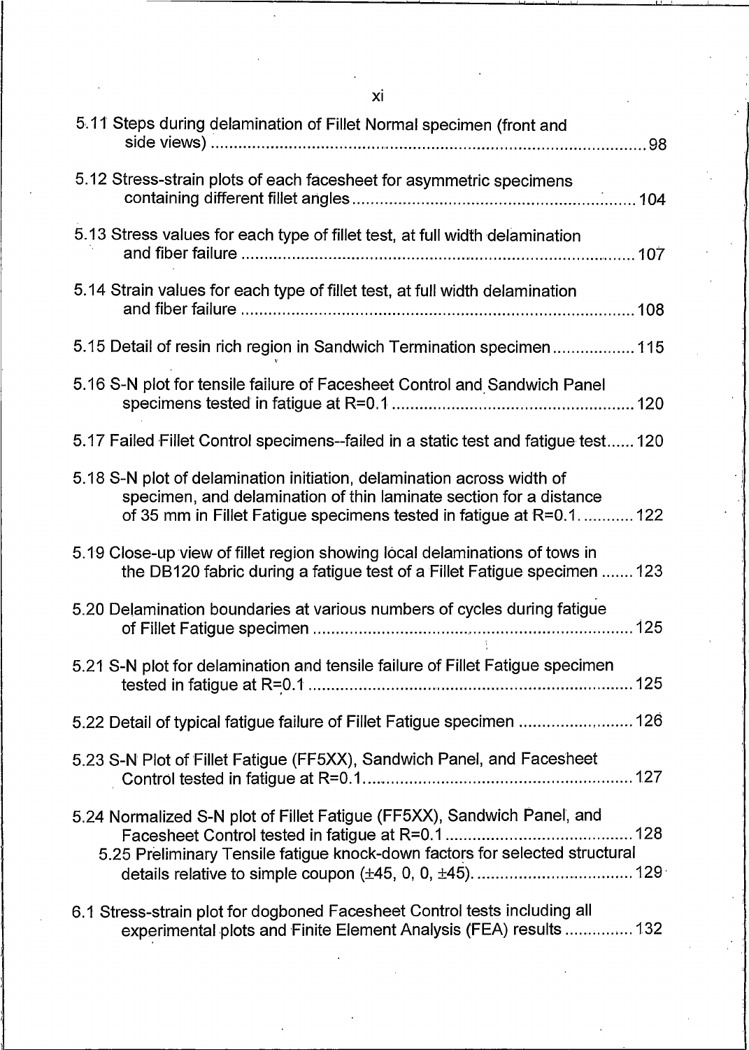5.11 Steps during delamination of Fillet Normal specimen (front and side views) ........................................................................................ 98

5.12 Stress-strain plots of each facesheet for asymmetric specimens containing different fillet angles ........................................................... 104

5.13 Stress values for each type of fillet test, at full width delamination and fiber failure ....................................................................................... 107

5.14 Strain values for each type of fillet test, at full width delamination and fiber failure ....................................................................................... 108

5.15 Detail of resin rich region in Sandwich Termination specimen .................. 115

5.16 S-N plot for tensile failure of Facesheet Control and Sandwich Panel specimens tested in fatigue at R=0.1 ..................................................... 120

5.17 Failed Fillet Control specimens--failed in a static test and fatigue test ...... 120

5.18 S-N plot of delamination initiation, delamination across width of specimen, and delamination of thin laminate section for a distance of 35 mm in Fillet Fatigue specimens tested in fatigue at R=0.1. ........... 122

5.19 Close-up view of fillet region showing local delaminations of tows in the DB120 fabric during a fatigue test of a Fillet Fatigue specimen ....... 123

5.20 Delamination boundaries at various numbers of cycles during fatigue of Fillet Fatigue specimen ..................................................................... 125

5.21 S-N plot for delamination and tensile failure of Fillet Fatigue specimen tested in fatigue at R=0.1 ...................................................................... 125

5.22 Detail of typical fatigue failure of Fillet Fatigue specimen .......................... 126

5.23 S-N Plot of Fillet Fatigue (FF5XX), Sandwich Panel, and Facesheet Control tested in fatigue at R=0.1 ........................................................... 127

5.24 Normalized S-N plot of Fillet Fatigue (FF5XX), Sandwich Panel, and Facesheet Control tested in fatigue at R=0.1 ......................................... 128

5.25 Preliminary Tensile fatigue knock-down factors for selected structural details relative to simple coupon (±45, 0, 0, ±45). .................................. 129

6.1 Stress-strain plot for dogboned Facesheet Control tests including all experimental plots and Finite Element Analysis (FEA) results ............... 132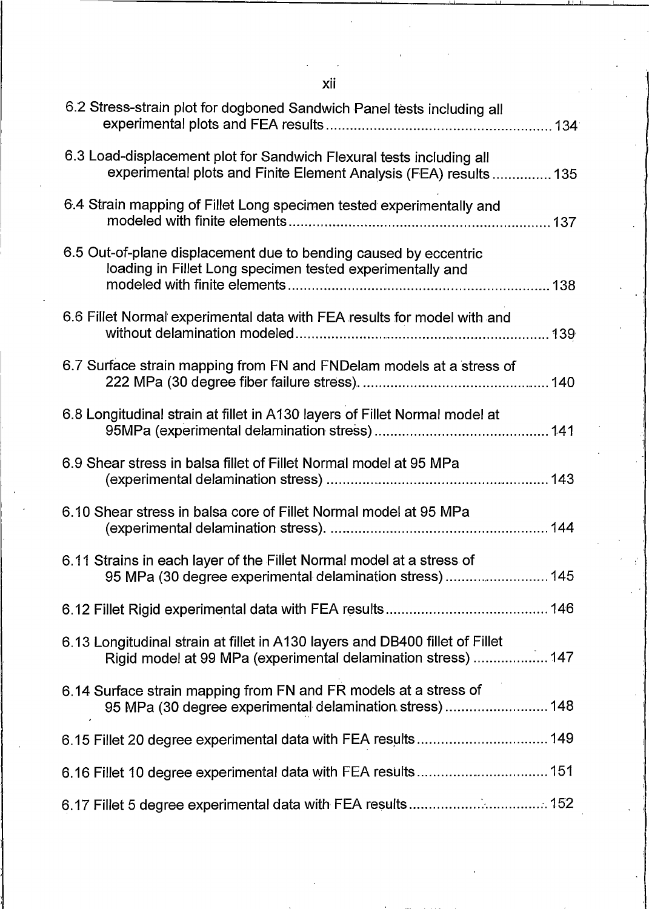6.2 Stress-strain plot for dogboned Sandwich Panel tests including all experimental plots and FEA results ........................................................ 134

6.3 Load-displacement plot for Sandwich Flexural tests including all experimental plots and Finite Element Analysis (FEA) results ............... 135

6.4 Strain mapping of Fillet Long specimen tested experimentally and modeled with finite elements ................................................................ 137

6.5 Out-of-plane displacement due to bending caused by eccentric loading in Fillet Long specimen tested experimentally and modeled with finite elements ................................................................ 138

6.6 Fillet Normal experimental data with FEA results for model with and without delamination modeled ................................................................ 139

6.7 Surface strain mapping from FN and FNDelam models at a stress of 222 MPa (30 degree fiber failure stress). ............................................. 140

6.8 Longitudinal strain at fillet in A130 layers of Fillet Normal model at 95MPa (experimental delamination stress) ........................................... 141

6.9 Shear stress in balsa fillet of Fillet Normal model at 95 MPa (experimental delamination stress) ........................................................ 143

6.10 Shear stress in balsa core of Fillet Normal model at 95 MPa (experimental delamination stress). ....................................................... 144

6.11 Strains in each layer of the Fillet Normal model at a stress of 95 MPa (30 degree experimental delamination stress) ........................... 145

6.12 Fillet Rigid experimental data with FEA results ........................................ 146

6.13 Longitudinal strain at fillet in A130 layers and DB400 fillet of Fillet Rigid model at 99 MPa (experimental delamination stress) ................... 147

6.14 Surface strain mapping from FN and FR models at a stress of 95 MPa (30 degree experimental delamination stress) .......................... 148

6.15 Fillet 20 degree experimental data with FEA results ................................ 149

6.16 Fillet 10 degree experimental data with FEA results ................................ 151

6.17 Fillet 5 degree experimental data with FEA results ................................. 152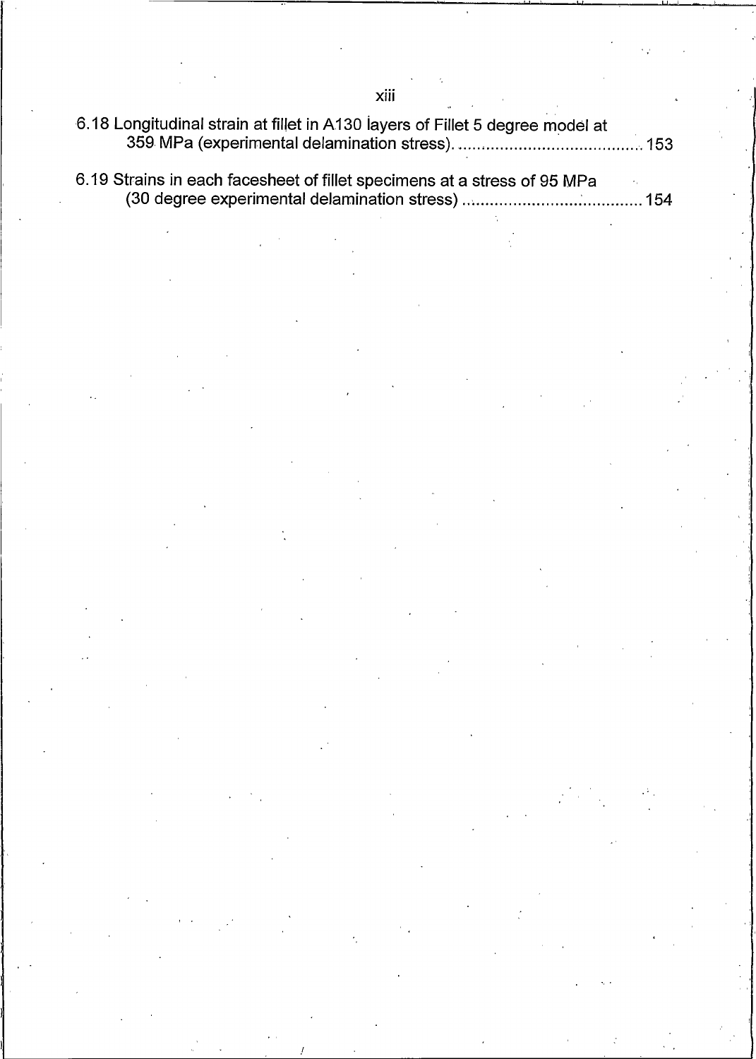6.18 Longitudinal strain at fillet in A130 layers of Fillet 5 degree model at 359 MPa (experimental delamination stress). .......................................... 153

6.19 Strains in each facesheet of fillet specimens at a stress of 95 MPa (30 degree experimental delamination stress) .......................................... 154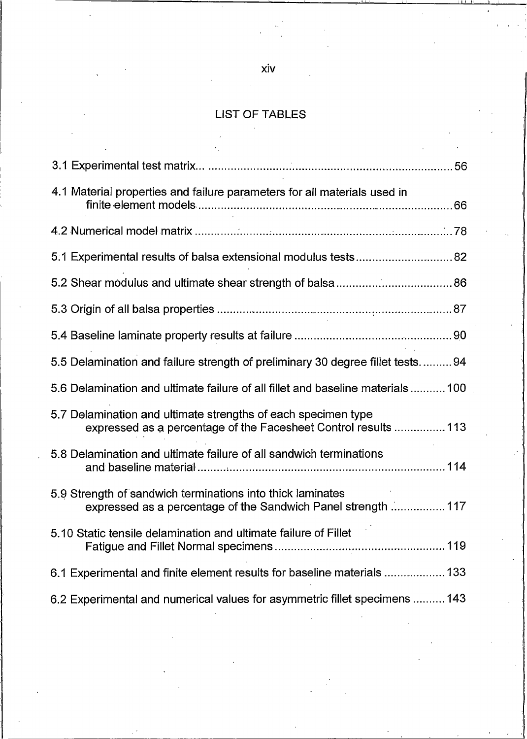# LIST OF TABLES

3.1 Experimental test matrix... 56

4.1 Material properties and failure parameters for all materials used in finite element models 66

4.2 Numerical model matrix 78

5.1 Experimental results of balsa extensional modulus tests 82

5.2 Shear modulus and ultimate shear strength of balsa 86

5.3 Origin of all balsa properties 87

5.4 Baseline laminate property results at failure 90

5.5 Delamination and failure strength of preliminary 30 degree fillet tests 94

5.6 Delamination and ultimate failure of all fillet and baseline materials 100

5.7 Delamination and ultimate strengths of each specimen type expressed as a percentage of the Facesheet Control results 113

5.8 Delamination and ultimate failure of all sandwich terminations and baseline material 114

5.9 Strength of sandwich terminations into thick laminates expressed as a percentage of the Sandwich Panel strength 117

5.10 Static tensile delamination and ultimate failure of Fillet Fatigue and Fillet Normal specimens 119

6.1 Experimental and finite element results for baseline materials 133

6.2 Experimental and numerical values for asymmetric fillet specimens 143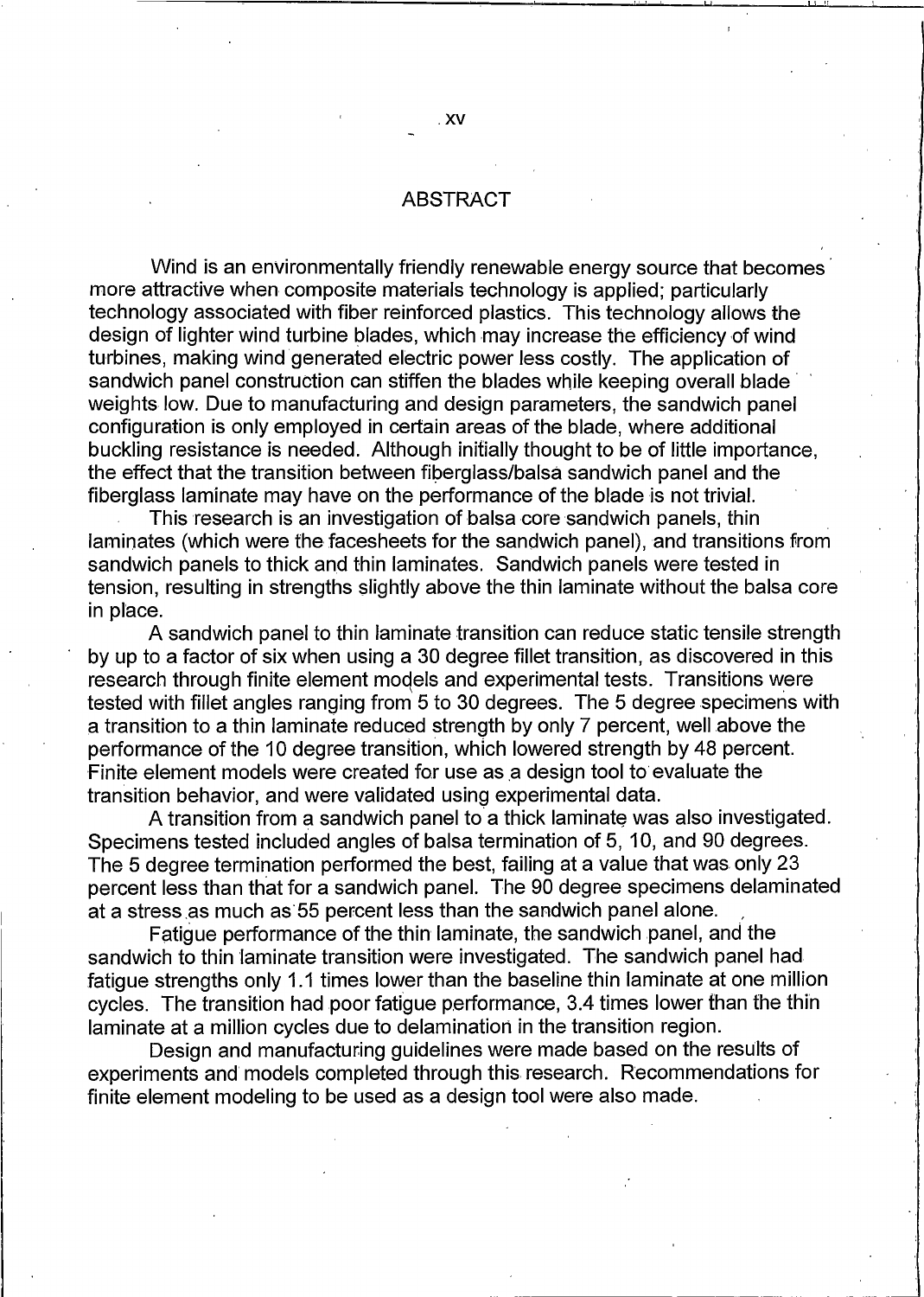# ABSTRACT

Wind is an environmentally friendly renewable energy source that becomes more attractive when composite materials technology is applied; particularly technology associated with fiber reinforced plastics. This technology allows the design of lighter wind turbine blades, which may increase the efficiency of wind turbines, making wind generated electric power less costly. The application of sandwich panel construction can stiffen the blades while keeping overall blade weights low. Due to manufacturing and design parameters, the sandwich panel configuration is only employed in certain areas of the blade, where additional buckling resistance is needed. Although initially thought to be of little importance, the effect that the transition between fiberglass/balsa sandwich panel and the fiberglass laminate may have on the performance of the blade is not trivial.

This research is an investigation of balsa core sandwich panels, thin laminates (which were the facesheets for the sandwich panel), and transitions from sandwich panels to thick and thin laminates. Sandwich panels were tested in tension, resulting in strengths slightly above the thin laminate without the balsa core in place.

A sandwich panel to thin laminate transition can reduce static tensile strength by up to a factor of six when using a 30 degree fillet transition, as discovered in this research through finite element models and experimental tests. Transitions were tested with fillet angles ranging from 5 to 30 degrees. The 5 degree specimens with a transition to a thin laminate reduced strength by only 7 percent, well above the performance of the 10 degree transition, which lowered strength by 48 percent. Finite element models were created for use as a design tool to evaluate the transition behavior, and were validated using experimental data.

A transition from a sandwich panel to a thick laminate was also investigated. Specimens tested included angles of balsa termination of 5, 10, and 90 degrees. The 5 degree termination performed the best, failing at a value that was only 23 percent less than that for a sandwich panel. The 90 degree specimens delaminated at a stress as much as 55 percent less than the sandwich panel alone.

Fatigue performance of the thin laminate, the sandwich panel, and the sandwich to thin laminate transition were investigated. The sandwich panel had fatigue strengths only 1.1 times lower than the baseline thin laminate at one million cycles. The transition had poor fatigue performance, 3.4 times lower than the thin laminate at a million cycles due to delamination in the transition region.

Design and manufacturing guidelines were made based on the results of experiments and models completed through this research. Recommendations for finite element modeling to be used as a design tool were also made.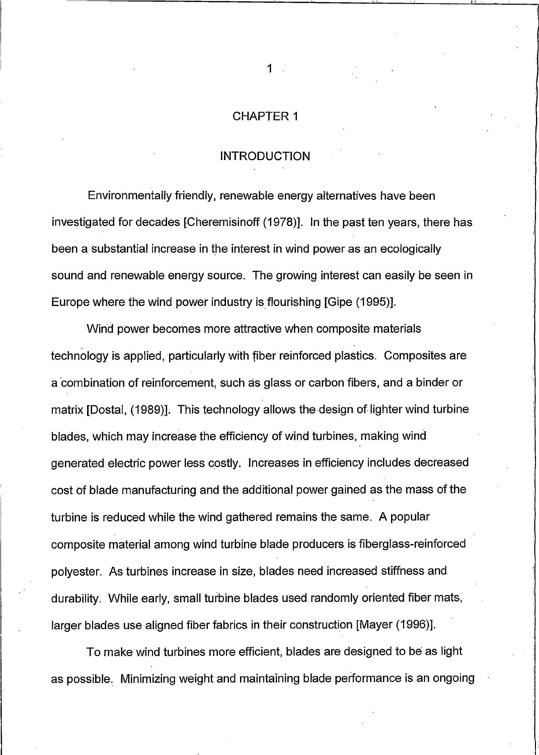# CHAPTER 1

## INTRODUCTION

Environmentally friendly, renewable energy alternatives have been investigated for decades [Cheremisinoff (1978)]. In the past ten years, there has been a substantial increase in the interest in wind power as an ecologically sound and renewable energy source. The growing interest can easily be seen in Europe where the wind power industry is flourishing [Gipe (1995)].

Wind power becomes more attractive when composite materials technology is applied, particularly with fiber reinforced plastics. Composites are a combination of reinforcement, such as glass or carbon fibers, and a binder or matrix [Dostal, (1989)]. This technology allows the design of lighter wind turbine blades, which may increase the efficiency of wind turbines, making wind generated electric power less costly. Increases in efficiency includes decreased cost of blade manufacturing and the additional power gained as the mass of the turbine is reduced while the wind gathered remains the same. A popular composite material among wind turbine blade producers is fiberglass-reinforced polyester. As turbines increase in size, blades need increased stiffness and durability. While early, small turbine blades used randomly oriented fiber mats, larger blades use aligned fiber fabrics in their construction [Mayer (1996)].

To make wind turbines more efficient, blades are designed to be as light as possible. Minimizing weight and maintaining blade performance is an ongoing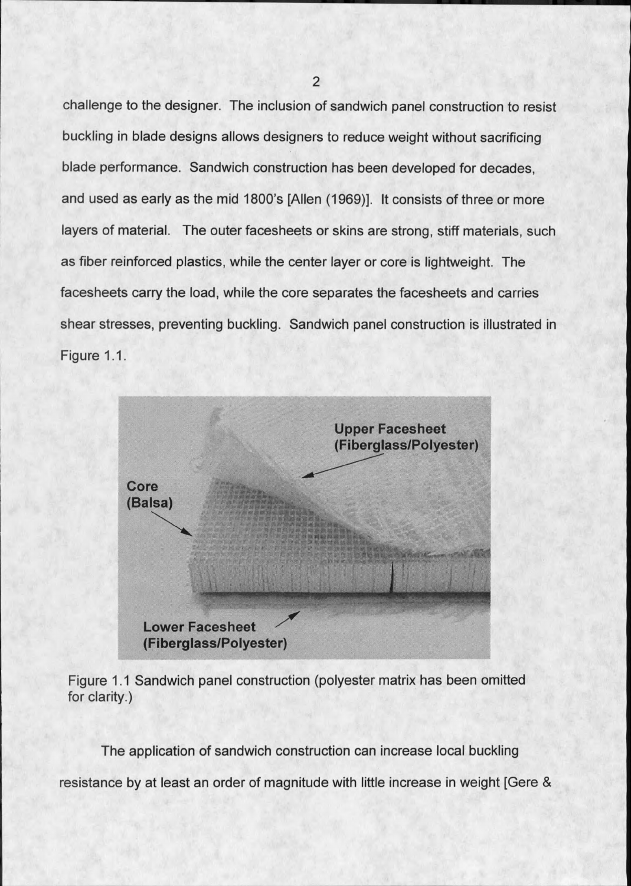challenge to the designer. The inclusion of sandwich panel construction to resist buckling in blade designs allows designers to reduce weight without sacrificing blade performance. Sandwich construction has been developed for decades, and used as early as the mid 1800's [Allen (1969)]. It consists of three or more layers of material. The outer facesheets or skins are strong, stiff materials, such as fiber reinforced plastics, while the center layer or core is lightweight. The facesheets carry the load, while the core separates the facesheets and carries shear stresses, preventing buckling. Sandwich panel construction is illustrated in Figure 1.1.

Figure 1.1 Sandwich panel construction (polyester matrix has been omitted for clarity.)

The application of sandwich construction can increase local buckling resistance by at least an order of magnitude with little increase in weight [Gere &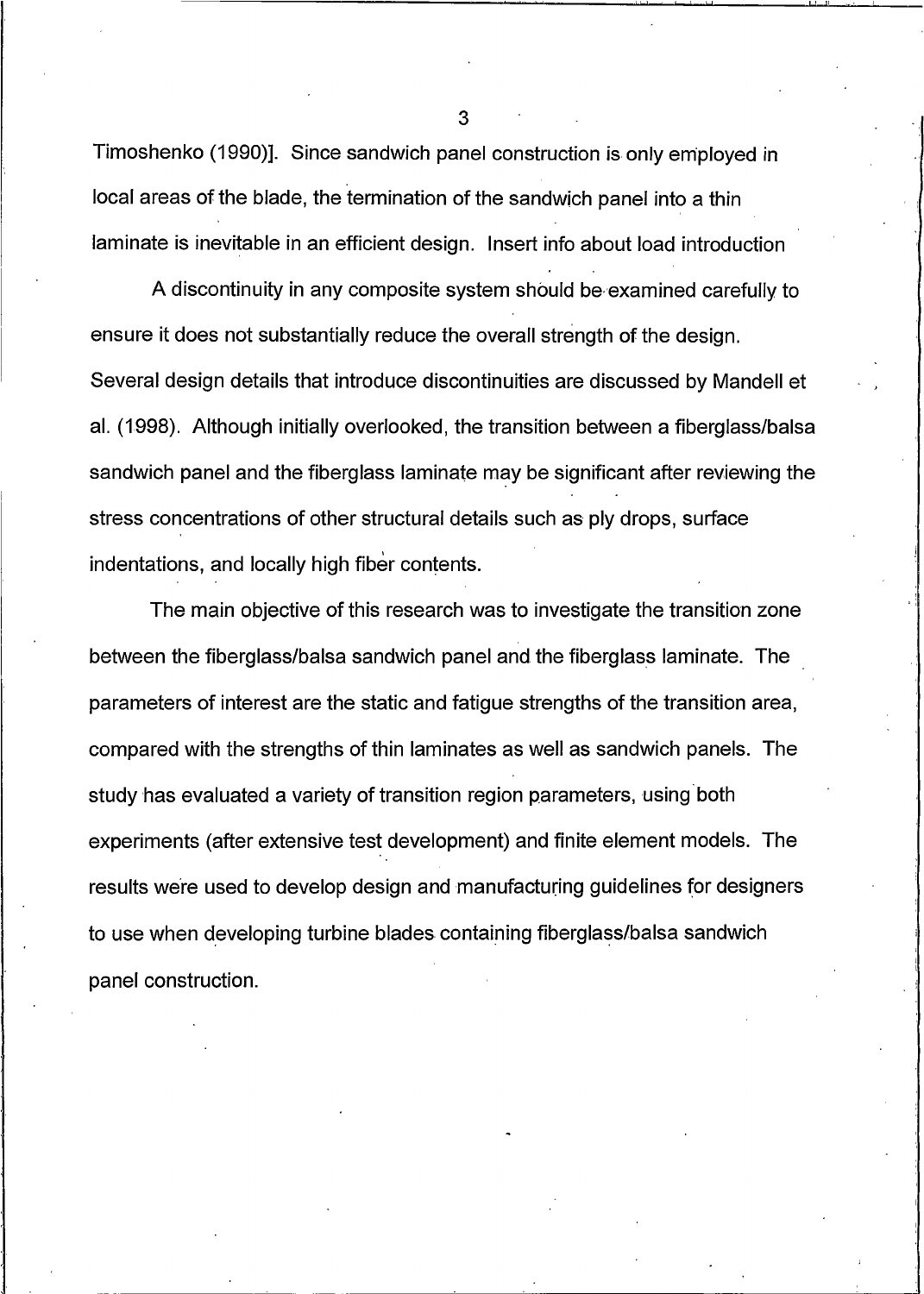Timoshenko (1990)]. Since sandwich panel construction is only employed in local areas of the blade, the termination of the sandwich panel into a thin laminate is inevitable in an efficient design. Insert info about load introduction

A discontinuity in any composite system should be examined carefully to ensure it does not substantially reduce the overall strength of the design. Several design details that introduce discontinuities are discussed by Mandell et al. (1998). Although initially overlooked, the transition between a fiberglass/balsa sandwich panel and the fiberglass laminate may be significant after reviewing the stress concentrations of other structural details such as ply drops, surface indentations, and locally high fiber contents.

The main objective of this research was to investigate the transition zone between the fiberglass/balsa sandwich panel and the fiberglass laminate. The parameters of interest are the static and fatigue strengths of the transition area, compared with the strengths of thin laminates as well as sandwich panels. The study has evaluated a variety of transition region parameters, using both experiments (after extensive test development) and finite element models. The results were used to develop design and manufacturing guidelines for designers to use when developing turbine blades containing fiberglass/balsa sandwich panel construction.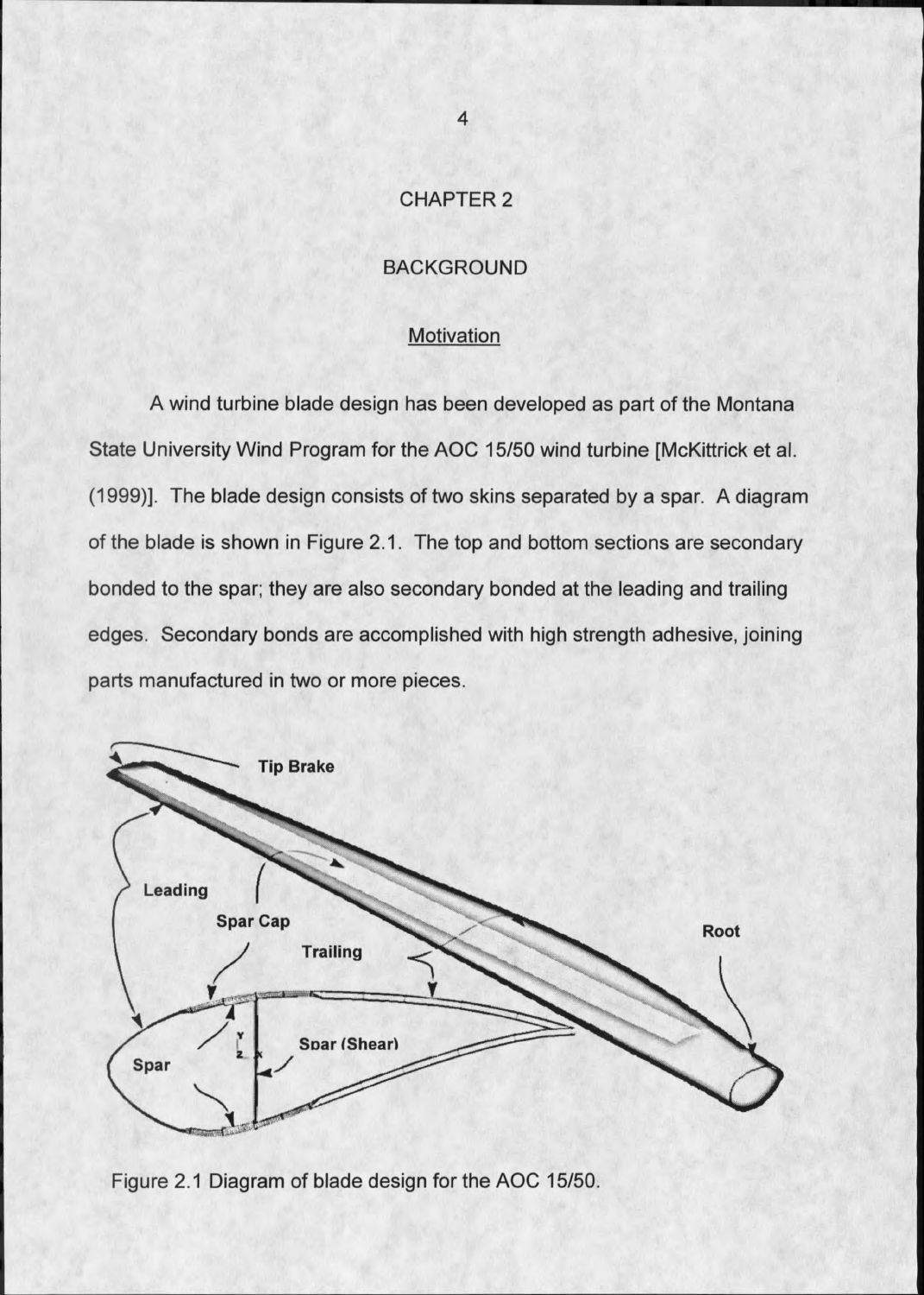# CHAPTER 2

## BACKGROUND

### Motivation

A wind turbine blade design has been developed as part of the Montana State University Wind Program for the AOC 15/50 wind turbine [McKittrick et al. (1999)]. The blade design consists of two skins separated by a spar. A diagram of the blade is shown in Figure 2.1. The top and bottom sections are secondary bonded to the spar; they are also secondary bonded at the leading and trailing edges. Secondary bonds are accomplished with high strength adhesive, joining parts manufactured in two or more pieces.

Figure 2.1 Diagram of blade design for the AOC 15/50.